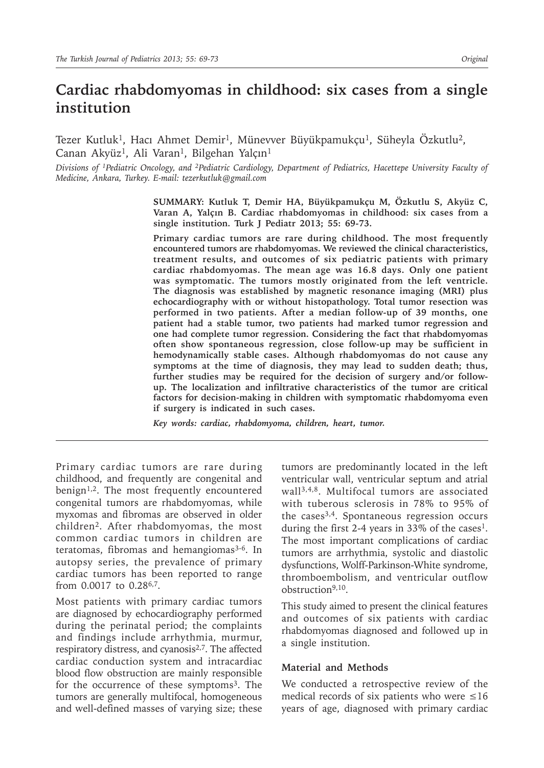# Cardiac rhabdomyomas in childhood: six cases from a single institution

Tezer Kutluk[1], Hacı Ahmet Demir[1], Münevver Büyükpamukçu[1], Süheyla Özkutlu[2], Canan Akyüz[1], Ali Varan[1], Bilgehan Yalçın[1]

*Divisions of [1]Pediatric Oncology, and [2]Pediatric Cardiology, Department of Pediatrics, Hacettepe University Faculty of Medicine, Ankara, Turkey. E-mail: tezerkutluk@gmail.com*

**SUMMARY: Kutluk T, Demir HA, Büyükpamukçu M, Özkutlu S, Akyüz C, Varan A, Yalçın B. Cardiac rhabdomyomas in childhood: six cases from a single institution. Turk J Pediatr 2013; 55: 69-73.**

**Primary cardiac tumors are rare during childhood. The most frequently encountered tumors are rhabdomyomas. We reviewed the clinical characteristics, treatment results, and outcomes of six pediatric patients with primary cardiac rhabdomyomas. The mean age was 16.8 days. Only one patient was symptomatic. The tumors mostly originated from the left ventricle. The diagnosis was established by magnetic resonance imaging (MRI) plus echocardiography with or without histopathology. Total tumor resection was performed in two patients. After a median follow-up of 39 months, one patient had a stable tumor, two patients had marked tumor regression and one had complete tumor regression. Considering the fact that rhabdomyomas often show spontaneous regression, close follow-up may be sufficient in hemodynamically stable cases. Although rhabdomyomas do not cause any symptoms at the time of diagnosis, they may lead to sudden death; thus, further studies may be required for the decision of surgery and/or follow-up. The localization and infiltrative characteristics of the tumor are critical factors for decision-making in children with symptomatic rhabdomyoma even if surgery is indicated in such cases.**

*Key words: cardiac, rhabdomyoma, children, heart, tumor.*

Primary cardiac tumors are rare during childhood, and frequently are congenital and benign[1,2]. The most frequently encountered congenital tumors are rhabdomyomas, while myxomas and fibromas are observed in older children[2]. After rhabdomyomas, the most common cardiac tumors in children are teratomas, fibromas and hemangiomas[3-6]. In autopsy series, the prevalence of primary cardiac tumors has been reported to range from 0.0017 to 0.28[6,7].

Most patients with primary cardiac tumors are diagnosed by echocardiography performed during the perinatal period; the complaints and findings include arrhythmia, murmur, respiratory distress, and cyanosis[2,7]. The affected cardiac conduction system and intracardiac blood flow obstruction are mainly responsible for the occurrence of these symptoms[3]. The tumors are generally multifocal, homogeneous and well-defined masses of varying size; these tumors are predominantly located in the left ventricular wall, ventricular septum and atrial wall[3,4,8]. Multifocal tumors are associated with tuberous sclerosis in 78% to 95% of the cases[3,4]. Spontaneous regression occurs during the first 2-4 years in 33% of the cases[1]. The most important complications of cardiac tumors are arrhythmia, systolic and diastolic dysfunctions, Wolff-Parkinson-White syndrome, thromboembolism, and ventricular outflow obstruction[9,10].

This study aimed to present the clinical features and outcomes of six patients with cardiac rhabdomyomas diagnosed and followed up in a single institution.

## Material and Methods

We conducted a retrospective review of the medical records of six patients who were ≤16 years of age, diagnosed with primary cardiac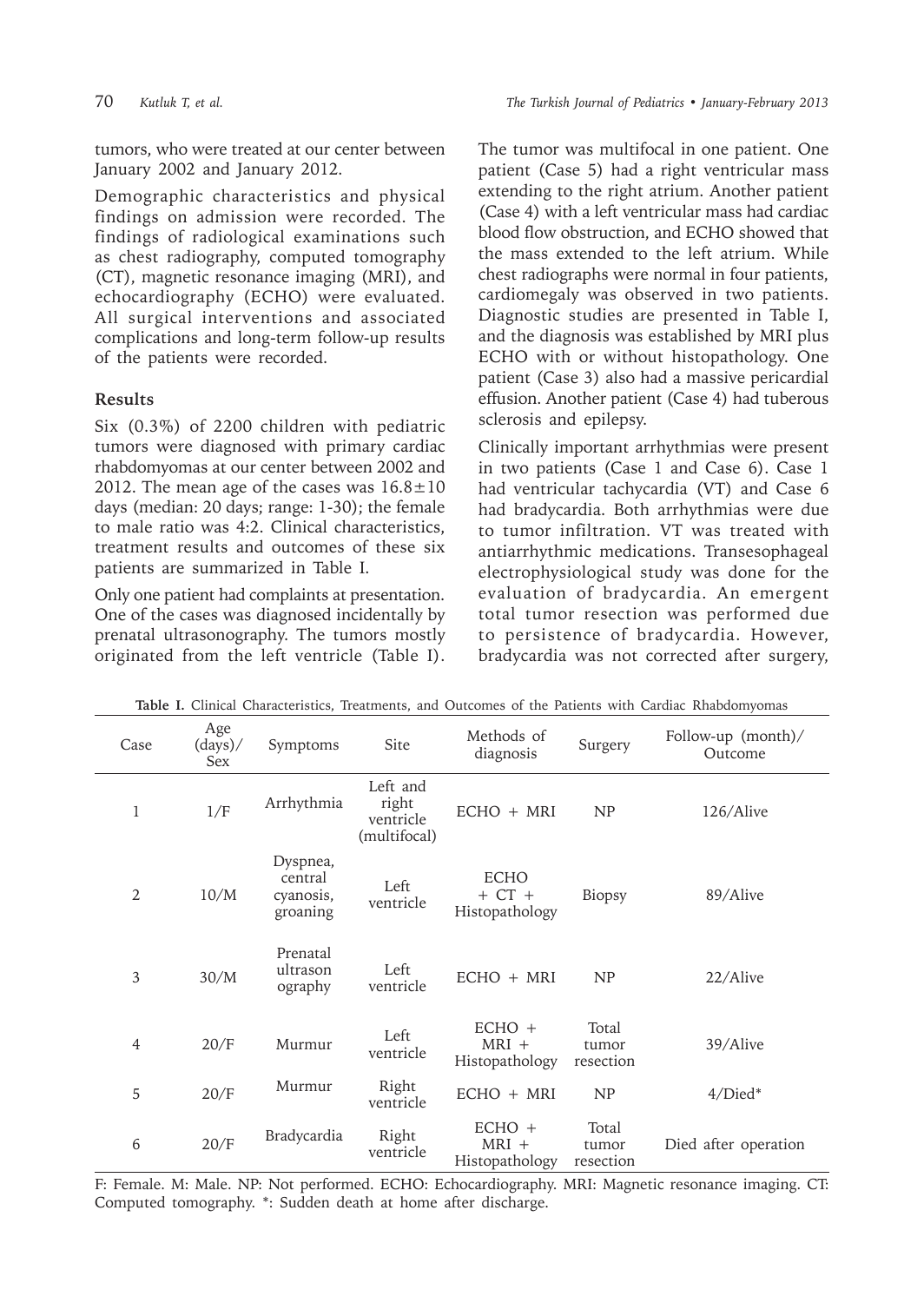tumors, who were treated at our center between January 2002 and January 2012.

Demographic characteristics and physical findings on admission were recorded. The findings of radiological examinations such as chest radiography, computed tomography (CT), magnetic resonance imaging (MRI), and echocardiography (ECHO) were evaluated. All surgical interventions and associated complications and long-term follow-up results of the patients were recorded.

## Results

Six (0.3%) of 2200 children with pediatric tumors were diagnosed with primary cardiac rhabdomyomas at our center between 2002 and 2012. The mean age of the cases was $16.8\pm10$ days (median: 20 days; range: 1-30); the female to male ratio was 4:2. Clinical characteristics, treatment results and outcomes of these six patients are summarized in Table I.

Only one patient had complaints at presentation. One of the cases was diagnosed incidentally by prenatal ultrasonography. The tumors mostly originated from the left ventricle (Table I). The tumor was multifocal in one patient. One patient (Case 5) had a right ventricular mass extending to the right atrium. Another patient (Case 4) with a left ventricular mass had cardiac blood flow obstruction, and ECHO showed that the mass extended to the left atrium. While chest radiographs were normal in four patients, cardiomegaly was observed in two patients. Diagnostic studies are presented in Table I, and the diagnosis was established by MRI plus ECHO with or without histopathology. One patient (Case 3) also had a massive pericardial effusion. Another patient (Case 4) had tuberous sclerosis and epilepsy.

Clinically important arrhythmias were present in two patients (Case 1 and Case 6). Case 1 had ventricular tachycardia (VT) and Case 6 had bradycardia. Both arrhythmias were due to tumor infiltration. VT was treated with antiarrhythmic medications. Transesophageal electrophysiological study was done for the evaluation of bradycardia. An emergent total tumor resection was performed due to persistence of bradycardia. However, bradycardia was not corrected after surgery,

**Table I.** Clinical Characteristics, Treatments, and Outcomes of the Patients with Cardiac Rhabdomyomas

| Case | Age (days)/ Sex | Symptoms | Site | Methods of diagnosis | Surgery | Follow-up (month)/ Outcome |
|---|---|---|---|---|---|---|
| 1 | 1/F | Arrhythmia | Left and right ventricle (multifocal) | ECHO + MRI | NP | 126/Alive |
| 2 | 10/M | Dyspnea, central cyanosis, groaning | Left ventricle | ECHO + CT + Histopathology | Biopsy | 89/Alive |
| 3 | 30/M | Prenatal ultrasonography | Left ventricle | ECHO + MRI | NP | 22/Alive |
| 4 | 20/F | Murmur | Left ventricle | ECHO + MRI + Histopathology | Total tumor resection | 39/Alive |
| 5 | 20/F | Murmur | Right ventricle | ECHO + MRI | NP | 4/Died* |
| 6 | 20/F | Bradycardia | Right ventricle | ECHO + MRI + Histopathology | Total tumor resection | Died after operation |

F: Female. M: Male. NP: Not performed. ECHO: Echocardiography. MRI: Magnetic resonance imaging. CT: Computed tomography. *: Sudden death at home after discharge.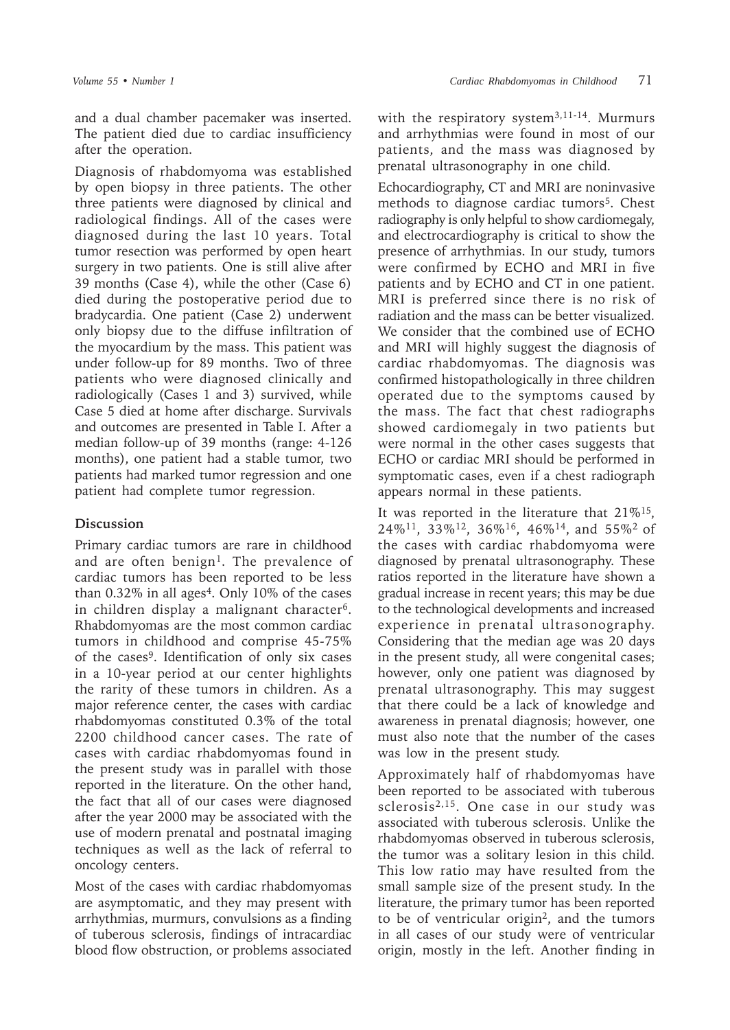and a dual chamber pacemaker was inserted. The patient died due to cardiac insufficiency after the operation.

Diagnosis of rhabdomyoma was established by open biopsy in three patients. The other three patients were diagnosed by clinical and radiological findings. All of the cases were diagnosed during the last 10 years. Total tumor resection was performed by open heart surgery in two patients. One is still alive after 39 months (Case 4), while the other (Case 6) died during the postoperative period due to bradycardia. One patient (Case 2) underwent only biopsy due to the diffuse infiltration of the myocardium by the mass. This patient was under follow-up for 89 months. Two of three patients who were diagnosed clinically and radiologically (Cases 1 and 3) survived, while Case 5 died at home after discharge. Survivals and outcomes are presented in Table I. After a median follow-up of 39 months (range: 4-126 months), one patient had a stable tumor, two patients had marked tumor regression and one patient had complete tumor regression.

## Discussion

Primary cardiac tumors are rare in childhood and are often benign[1]. The prevalence of cardiac tumors has been reported to be less than 0.32% in all ages[4]. Only 10% of the cases in children display a malignant character[6]. Rhabdomyomas are the most common cardiac tumors in childhood and comprise 45-75% of the cases[9]. Identification of only six cases in a 10-year period at our center highlights the rarity of these tumors in children. As a major reference center, the cases with cardiac rhabdomyomas constituted 0.3% of the total 2200 childhood cancer cases. The rate of cases with cardiac rhabdomyomas found in the present study was in parallel with those reported in the literature. On the other hand, the fact that all of our cases were diagnosed after the year 2000 may be associated with the use of modern prenatal and postnatal imaging techniques as well as the lack of referral to oncology centers.

Most of the cases with cardiac rhabdomyomas are asymptomatic, and they may present with arrhythmias, murmurs, convulsions as a finding of tuberous sclerosis, findings of intracardiac blood flow obstruction, or problems associated with the respiratory system[3,11-14]. Murmurs and arrhythmias were found in most of our patients, and the mass was diagnosed by prenatal ultrasonography in one child.

Echocardiography, CT and MRI are noninvasive methods to diagnose cardiac tumors[5]. Chest radiography is only helpful to show cardiomegaly, and electrocardiography is critical to show the presence of arrhythmias. In our study, tumors were confirmed by ECHO and MRI in five patients and by ECHO and CT in one patient. MRI is preferred since there is no risk of radiation and the mass can be better visualized. We consider that the combined use of ECHO and MRI will highly suggest the diagnosis of cardiac rhabdomyomas. The diagnosis was confirmed histopathologically in three children operated due to the symptoms caused by the mass. The fact that chest radiographs showed cardiomegaly in two patients but were normal in the other cases suggests that ECHO or cardiac MRI should be performed in symptomatic cases, even if a chest radiograph appears normal in these patients.

It was reported in the literature that 21%[15], 24%[11], 33%[12], 36%[16], 46%[14], and 55%[2] of the cases with cardiac rhabdomyoma were diagnosed by prenatal ultrasonography. These ratios reported in the literature have shown a gradual increase in recent years; this may be due to the technological developments and increased experience in prenatal ultrasonography. Considering that the median age was 20 days in the present study, all were congenital cases; however, only one patient was diagnosed by prenatal ultrasonography. This may suggest that there could be a lack of knowledge and awareness in prenatal diagnosis; however, one must also note that the number of the cases was low in the present study.

Approximately half of rhabdomyomas have been reported to be associated with tuberous sclerosis[2,15]. One case in our study was associated with tuberous sclerosis. Unlike the rhabdomyomas observed in tuberous sclerosis, the tumor was a solitary lesion in this child. This low ratio may have resulted from the small sample size of the present study. In the literature, the primary tumor has been reported to be of ventricular origin[2], and the tumors in all cases of our study were of ventricular origin, mostly in the left. Another finding in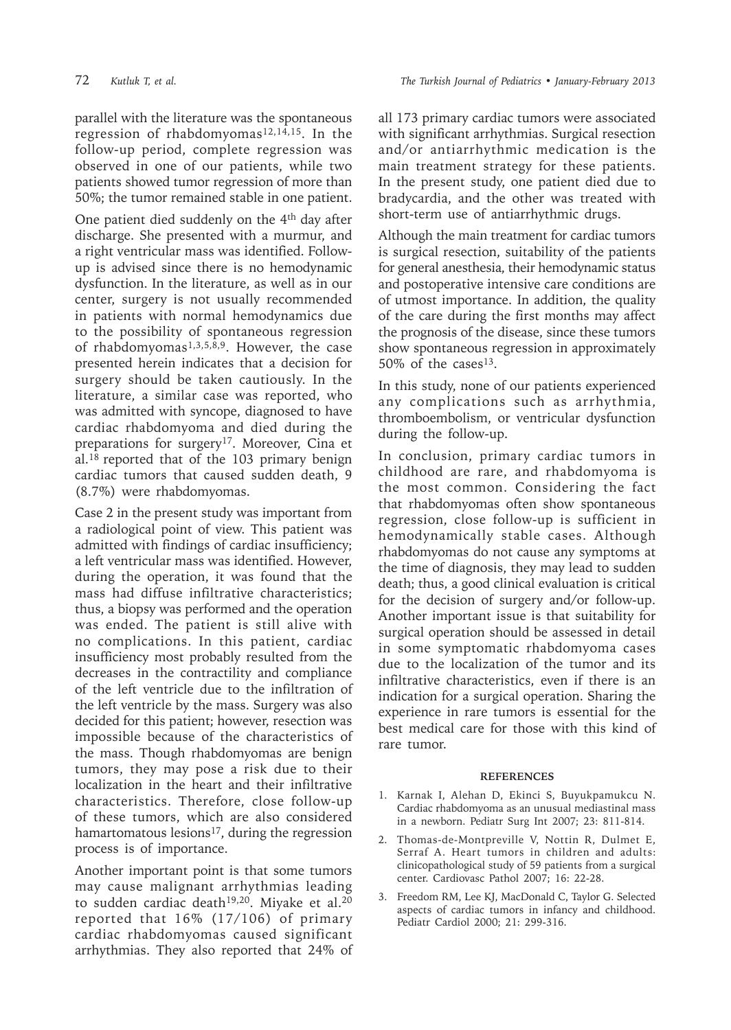parallel with the literature was the spontaneous regression of rhabdomyomas[12,14,15]. In the follow-up period, complete regression was observed in one of our patients, while two patients showed tumor regression of more than 50%; the tumor remained stable in one patient.

One patient died suddenly on the 4th day after discharge. She presented with a murmur, and a right ventricular mass was identified. Follow-up is advised since there is no hemodynamic dysfunction. In the literature, as well as in our center, surgery is not usually recommended in patients with normal hemodynamics due to the possibility of spontaneous regression of rhabdomyomas[1,3,5,8,9]. However, the case presented herein indicates that a decision for surgery should be taken cautiously. In the literature, a similar case was reported, who was admitted with syncope, diagnosed to have cardiac rhabdomyoma and died during the preparations for surgery[17]. Moreover, Cina et al.[18] reported that of the 103 primary benign cardiac tumors that caused sudden death, 9 (8.7%) were rhabdomyomas.

Case 2 in the present study was important from a radiological point of view. This patient was admitted with findings of cardiac insufficiency; a left ventricular mass was identified. However, during the operation, it was found that the mass had diffuse infiltrative characteristics; thus, a biopsy was performed and the operation was ended. The patient is still alive with no complications. In this patient, cardiac insufficiency most probably resulted from the decreases in the contractility and compliance of the left ventricle due to the infiltration of the left ventricle by the mass. Surgery was also decided for this patient; however, resection was impossible because of the characteristics of the mass. Though rhabdomyomas are benign tumors, they may pose a risk due to their localization in the heart and their infiltrative characteristics. Therefore, close follow-up of these tumors, which are also considered hamartomatous lesions[17], during the regression process is of importance.

Another important point is that some tumors may cause malignant arrhythmias leading to sudden cardiac death[19,20]. Miyake et al.[20] reported that 16% (17/106) of primary cardiac rhabdomyomas caused significant arrhythmias. They also reported that 24% of all 173 primary cardiac tumors were associated with significant arrhythmias. Surgical resection and/or antiarrhythmic medication is the main treatment strategy for these patients. In the present study, one patient died due to bradycardia, and the other was treated with short-term use of antiarrhythmic drugs.

Although the main treatment for cardiac tumors is surgical resection, suitability of the patients for general anesthesia, their hemodynamic status and postoperative intensive care conditions are of utmost importance. In addition, the quality of the care during the first months may affect the prognosis of the disease, since these tumors show spontaneous regression in approximately 50% of the cases[13].

In this study, none of our patients experienced any complications such as arrhythmia, thromboembolism, or ventricular dysfunction during the follow-up.

In conclusion, primary cardiac tumors in childhood are rare, and rhabdomyoma is the most common. Considering the fact that rhabdomyomas often show spontaneous regression, close follow-up is sufficient in hemodynamically stable cases. Although rhabdomyomas do not cause any symptoms at the time of diagnosis, they may lead to sudden death; thus, a good clinical evaluation is critical for the decision of surgery and/or follow-up. Another important issue is that suitability for surgical operation should be assessed in detail in some symptomatic rhabdomyoma cases due to the localization of the tumor and its infiltrative characteristics, even if there is an indication for a surgical operation. Sharing the experience in rare tumors is essential for the best medical care for those with this kind of rare tumor.

## REFERENCES

1. Karnak I, Alehan D, Ekinci S, Buyukpamukcu N. Cardiac rhabdomyoma as an unusual mediastinal mass in a newborn. Pediatr Surg Int 2007; 23: 811-814.
2. Thomas-de-Montpreville V, Nottin R, Dulmet E, Serraf A. Heart tumors in children and adults: clinicopathological study of 59 patients from a surgical center. Cardiovasc Pathol 2007; 16: 22-28.
3. Freedom RM, Lee KJ, MacDonald C, Taylor G. Selected aspects of cardiac tumors in infancy and childhood. Pediatr Cardiol 2000; 21: 299-316.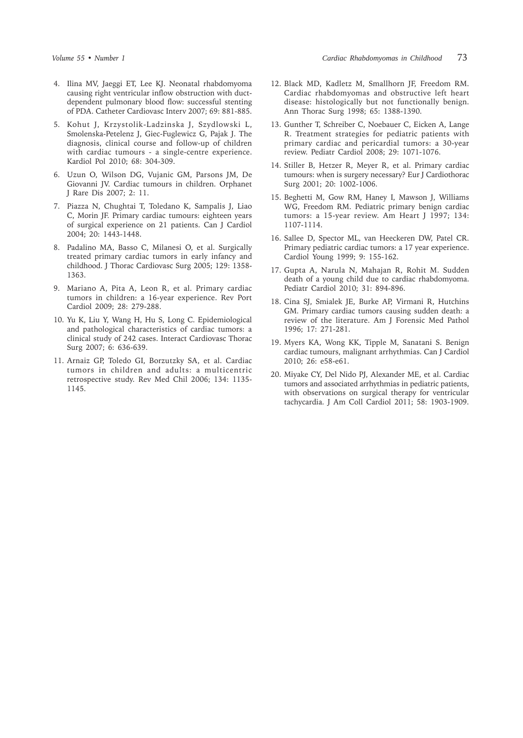4. Ilina MV, Jaeggi ET, Lee KJ. Neonatal rhabdomyoma causing right ventricular inflow obstruction with duct-dependent pulmonary blood flow: successful stenting of PDA. Catheter Cardiovasc Interv 2007; 69: 881-885.
5. Kohut J, Krzystolik-Ladzinska J, Szydlowski L, Smolenska-Petelenz J, Giec-Fuglewicz G, Pajak J. The diagnosis, clinical course and follow-up of children with cardiac tumours - a single-centre experience. Kardiol Pol 2010; 68: 304-309.
6. Uzun O, Wilson DG, Vujanic GM, Parsons JM, De Giovanni JV. Cardiac tumours in children. Orphanet J Rare Dis 2007; 2: 11.
7. Piazza N, Chughtai T, Toledano K, Sampalis J, Liao C, Morin JF. Primary cardiac tumours: eighteen years of surgical experience on 21 patients. Can J Cardiol 2004; 20: 1443-1448.
8. Padalino MA, Basso C, Milanesi O, et al. Surgically treated primary cardiac tumors in early infancy and childhood. J Thorac Cardiovasc Surg 2005; 129: 1358-1363.
9. Mariano A, Pita A, Leon R, et al. Primary cardiac tumors in children: a 16-year experience. Rev Port Cardiol 2009; 28: 279-288.
10. Yu K, Liu Y, Wang H, Hu S, Long C. Epidemiological and pathological characteristics of cardiac tumors: a clinical study of 242 cases. Interact Cardiovasc Thorac Surg 2007; 6: 636-639.
11. Arnaiz GP, Toledo GI, Borzutzky SA, et al. Cardiac tumors in children and adults: a multicentric retrospective study. Rev Med Chil 2006; 134: 1135-1145.
12. Black MD, Kadletz M, Smallhorn JF, Freedom RM. Cardiac rhabdomyomas and obstructive left heart disease: histologically but not functionally benign. Ann Thorac Surg 1998; 65: 1388-1390.
13. Gunther T, Schreiber C, Noebauer C, Eicken A, Lange R. Treatment strategies for pediatric patients with primary cardiac and pericardial tumors: a 30-year review. Pediatr Cardiol 2008; 29: 1071-1076.
14. Stiller B, Hetzer R, Meyer R, et al. Primary cardiac tumours: when is surgery necessary? Eur J Cardiothorac Surg 2001; 20: 1002-1006.
15. Beghetti M, Gow RM, Haney I, Mawson J, Williams WG, Freedom RM. Pediatric primary benign cardiac tumors: a 15-year review. Am Heart J 1997; 134: 1107-1114.
16. Sallee D, Spector ML, van Heeckeren DW, Patel CR. Primary pediatric cardiac tumors: a 17 year experience. Cardiol Young 1999; 9: 155-162.
17. Gupta A, Narula N, Mahajan R, Rohit M. Sudden death of a young child due to cardiac rhabdomyoma. Pediatr Cardiol 2010; 31: 894-896.
18. Cina SJ, Smialek JE, Burke AP, Virmani R, Hutchins GM. Primary cardiac tumors causing sudden death: a review of the literature. Am J Forensic Med Pathol 1996; 17: 271-281.
19. Myers KA, Wong KK, Tipple M, Sanatani S. Benign cardiac tumours, malignant arrhythmias. Can J Cardiol 2010; 26: e58-e61.
20. Miyake CY, Del Nido PJ, Alexander ME, et al. Cardiac tumors and associated arrhythmias in pediatric patients, with observations on surgical therapy for ventricular tachycardia. J Am Coll Cardiol 2011; 58: 1903-1909.